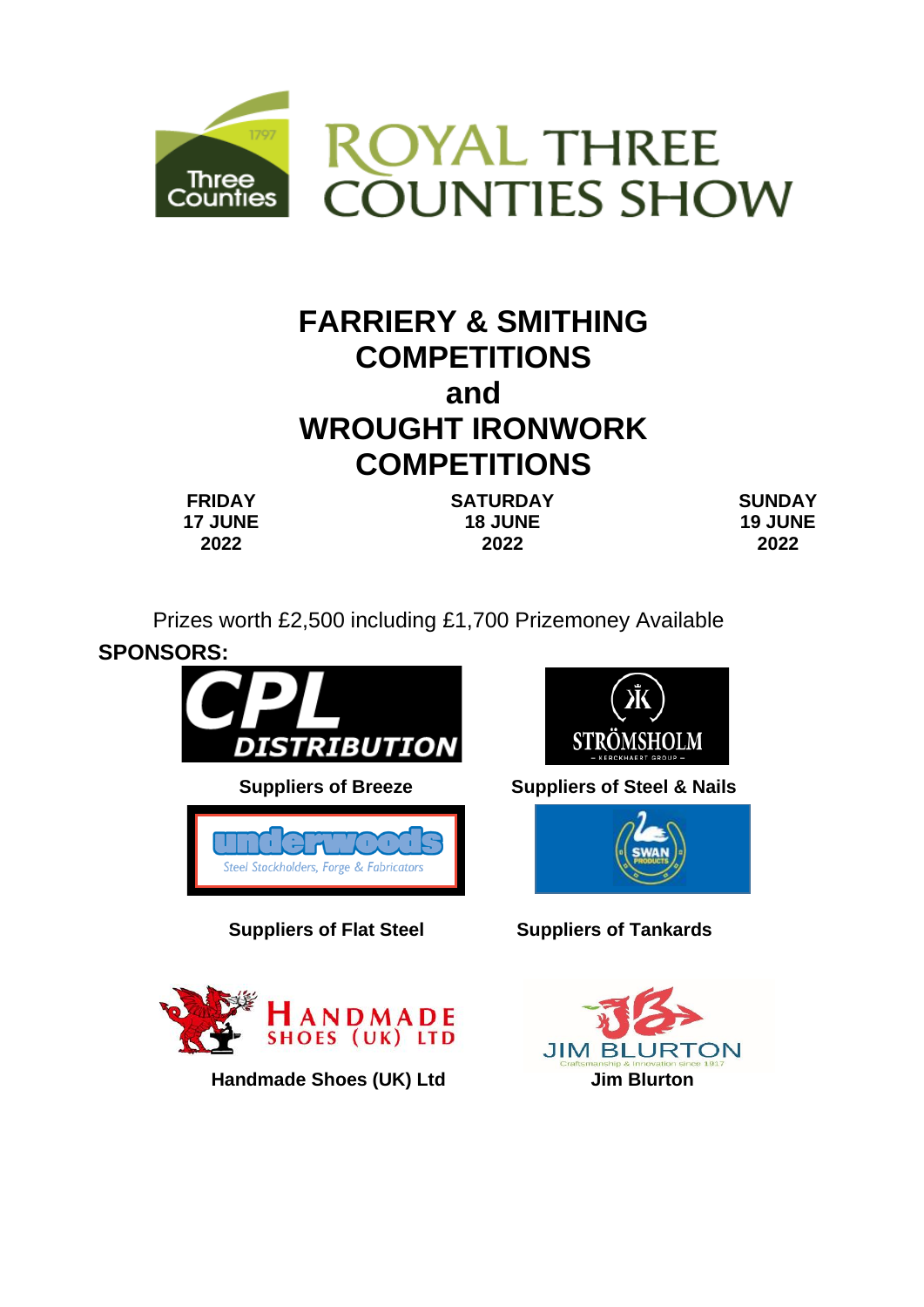# ROYAL THREE COUNTIES SHOW

# FARRIERY & SMITHING COMPETITIONS and WROUGHT IRONWORK COMPETITIONS

| FRIDAY 17 JUNE 2022 | SATURDAY 18 JUNE 2022 | SUNDAY 19 JUNE 2022 |
|---|---|---|

Prizes worth £2,500 including £1,700 Prizemoney Available

**SPONSORS:**

**CPL DISTRIBUTION**
**Suppliers of Breeze**

**STRÖMSHOLM** – KERCKHAERT GROUP –
**Suppliers of Steel & Nails**

**underwoods** Steel Stockholders, Forge & Fabricators
**Suppliers of Flat Steel**

**SWAN PRODUCTS**
**Suppliers of Tankards**

**HANDMADE SHOES (UK) LTD**
**Handmade Shoes (UK) Ltd**

**JIM BLURTON** Craftsmanship & Innovation since 1917
**Jim Blurton**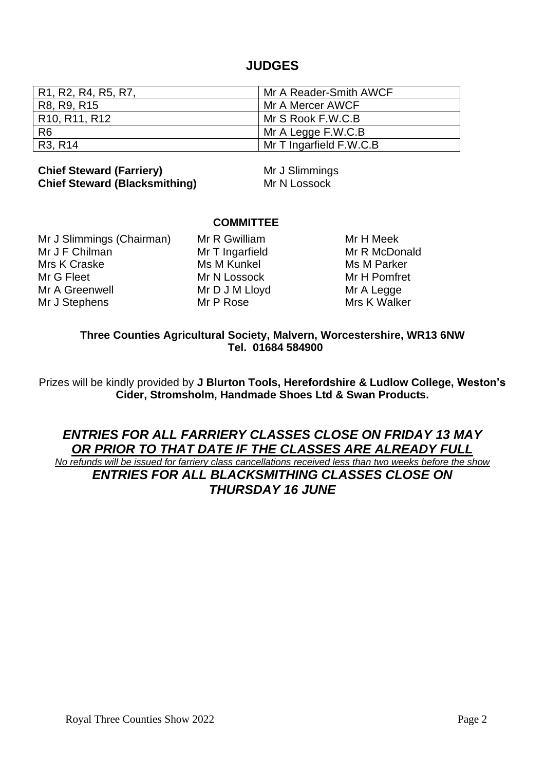## JUDGES

| | |
|---|---|
| R1, R2, R4, R5, R7, | Mr A Reader-Smith AWCF |
| R8, R9, R15 | Mr A Mercer AWCF |
| R10, R11, R12 | Mr S Rook F.W.C.B |
| R6 | Mr A Legge F.W.C.B |
| R3, R14 | Mr T Ingarfield F.W.C.B |

**Chief Steward (Farriery)** Mr J Slimmings
**Chief Steward (Blacksmithing)** Mr N Lossock

### COMMITTEE

Mr J Slimmings (Chairman)
Mr J F Chilman
Mrs K Craske
Mr G Fleet
Mr A Greenwell
Mr J Stephens
Mr R Gwilliam
Mr T Ingarfield
Ms M Kunkel
Mr N Lossock
Mr D J M Lloyd
Mr P Rose
Mr H Meek
Mr R McDonald
Ms M Parker
Mr H Pomfret
Mr A Legge
Mrs K Walker

**Three Counties Agricultural Society, Malvern, Worcestershire, WR13 6NW**
**Tel. 01684 584900**

Prizes will be kindly provided by **J Blurton Tools, Herefordshire & Ludlow College, Weston's Cider, Stromsholm, Handmade Shoes Ltd & Swan Products.**

***ENTRIES FOR ALL FARRIERY CLASSES CLOSE ON FRIDAY 13 MAY***
***OR PRIOR TO THAT DATE IF THE CLASSES ARE ALREADY FULL***

*No refunds will be issued for farriery class cancellations received less than two weeks before the show*

***ENTRIES FOR ALL BLACKSMITHING CLASSES CLOSE ON THURSDAY 16 JUNE***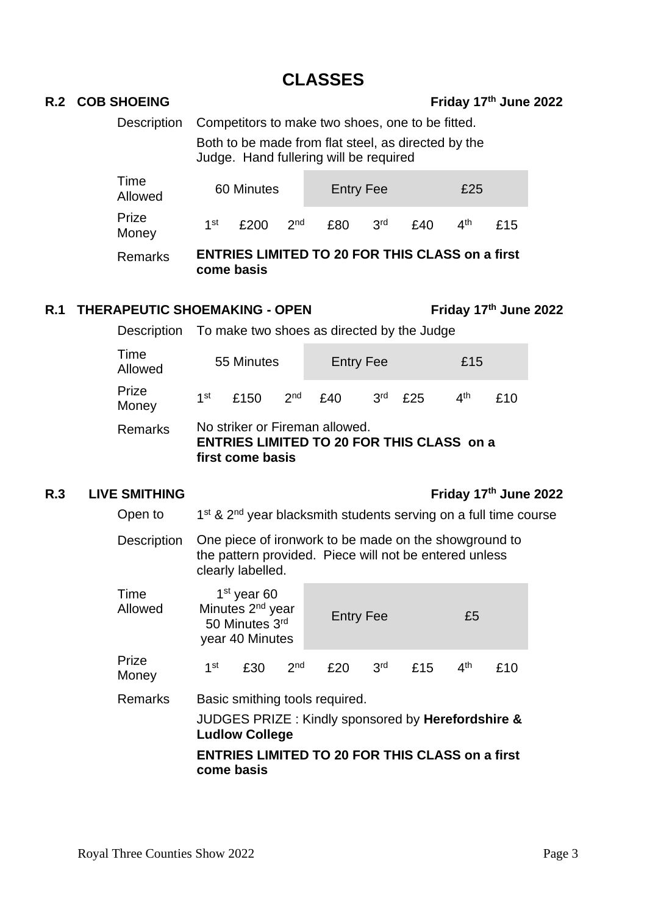# CLASSES

## R.2 COB SHOEING — Friday 17th June 2022

| | |
|---|---|
| Description | Competitors to make two shoes, one to be fitted. Both to be made from flat steel, as directed by the Judge. Hand fullering will be required |
| Time Allowed | 60 Minutes |
| Entry Fee | £25 |
| Prize Money | 1st £200, 2nd £80, 3rd £40, 4th £15 |
| Remarks | **ENTRIES LIMITED TO 20 FOR THIS CLASS on a first come basis** |

## R.1 THERAPEUTIC SHOEMAKING - OPEN — Friday 17th June 2022

| | |
|---|---|
| Description | To make two shoes as directed by the Judge |
| Time Allowed | 55 Minutes |
| Entry Fee | £15 |
| Prize Money | 1st £150, 2nd £40, 3rd £25, 4th £10 |
| Remarks | No striker or Fireman allowed. **ENTRIES LIMITED TO 20 FOR THIS CLASS on a first come basis** |

## R.3 LIVE SMITHING — Friday 17th June 2022

| | |
|---|---|
| Open to | 1st & 2nd year blacksmith students serving on a full time course |
| Description | One piece of ironwork to be made on the showground to the pattern provided. Piece will not be entered unless clearly labelled. |
| Time Allowed | 1st year 60 Minutes 2nd year 50 Minutes 3rd year 40 Minutes |
| Entry Fee | £5 |
| Prize Money | 1st £30, 2nd £20, 3rd £15, 4th £10 |
| Remarks | Basic smithing tools required. JUDGES PRIZE : Kindly sponsored by **Herefordshire & Ludlow College** **ENTRIES LIMITED TO 20 FOR THIS CLASS on a first come basis** |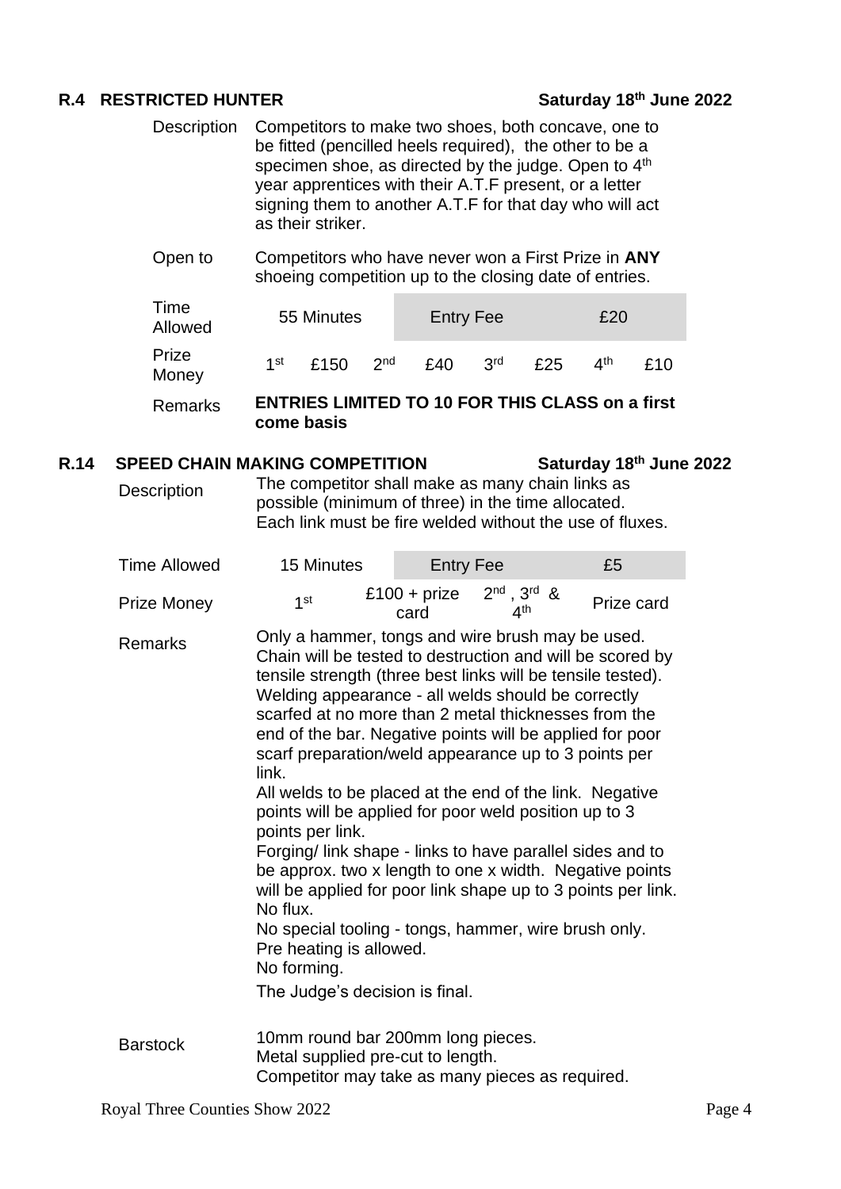## R.4 RESTRICTED HUNTER — Saturday 18th June 2022

| | |
|---|---|
| Description | Competitors to make two shoes, both concave, one to be fitted (pencilled heels required), the other to be a specimen shoe, as directed by the judge. Open to 4th year apprentices with their A.T.F present, or a letter signing them to another A.T.F for that day who will act as their striker. |
| Open to | Competitors who have never won a First Prize in **ANY** shoeing competition up to the closing date of entries. |

| | | | | | | | | |
|---|---|---|---|---|---|---|---|---|
| Time Allowed | 55 Minutes | | Entry Fee | | £20 | | | |
| Prize Money | 1st | £150 | 2nd | £40 | 3rd | £25 | 4th | £10 |

Remarks: **ENTRIES LIMITED TO 10 FOR THIS CLASS on a first come basis**

## R.14 SPEED CHAIN MAKING COMPETITION — Saturday 18th June 2022

Description: The competitor shall make as many chain links as possible (minimum of three) in the time allocated. Each link must be fire welded without the use of fluxes.

| | | | | |
|---|---|---|---|---|
| Time Allowed | 15 Minutes | Entry Fee | | £5 |
| Prize Money | 1st | £100 + prize card | 2nd, 3rd & 4th | Prize card |

Remarks:

Only a hammer, tongs and wire brush may be used.
Chain will be tested to destruction and will be scored by tensile strength (three best links will be tensile tested).
Welding appearance - all welds should be correctly scarfed at no more than 2 metal thicknesses from the end of the bar. Negative points will be applied for poor scarf preparation/weld appearance up to 3 points per link.
All welds to be placed at the end of the link. Negative points will be applied for poor weld position up to 3 points per link.
Forging/ link shape - links to have parallel sides and to be approx. two x length to one x width. Negative points will be applied for poor link shape up to 3 points per link.
No flux.
No special tooling - tongs, hammer, wire brush only.
Pre heating is allowed.
No forming.

The Judge's decision is final.

Barstock:

10mm round bar 200mm long pieces.
Metal supplied pre-cut to length.
Competitor may take as many pieces as required.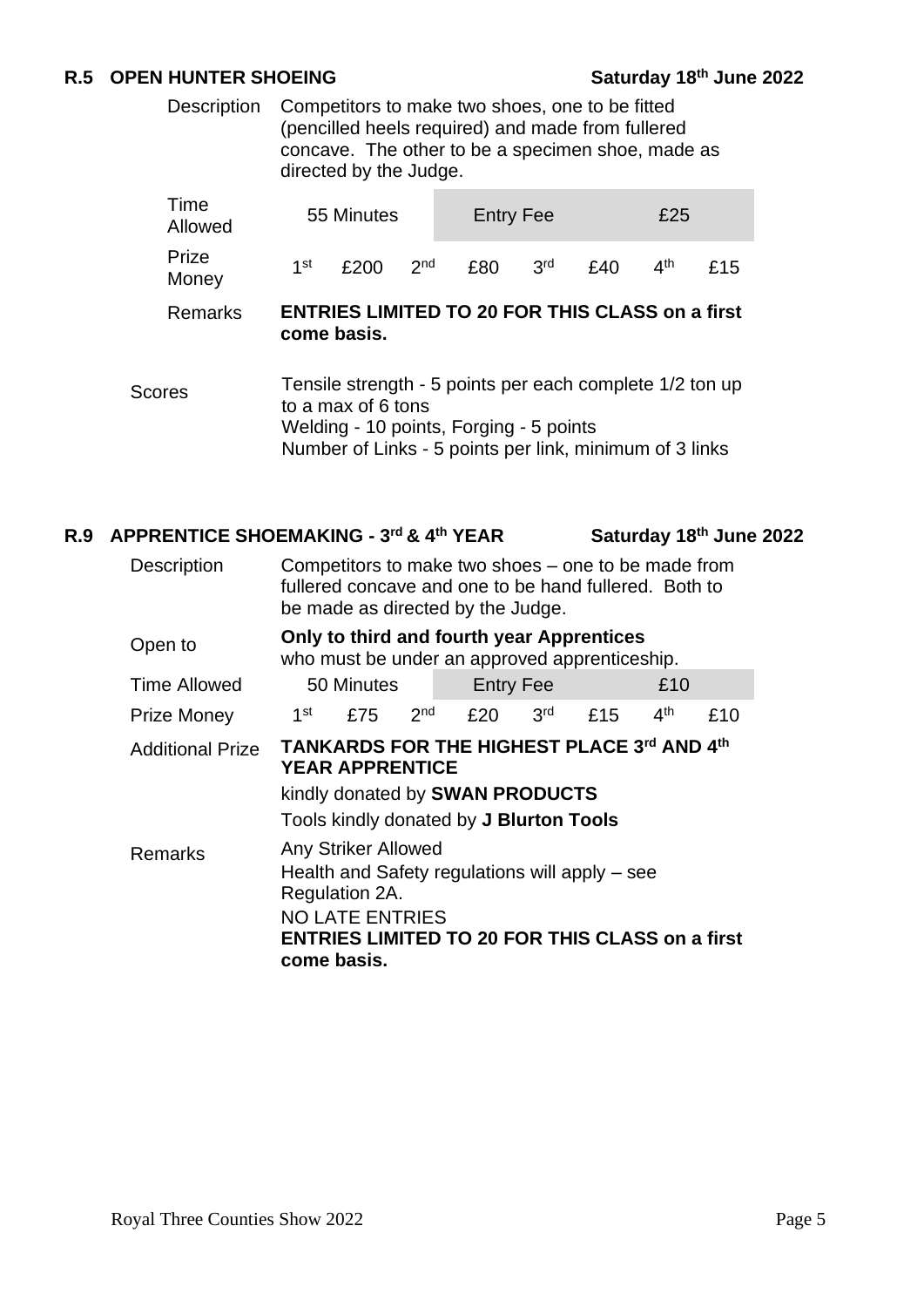## R.5 OPEN HUNTER SHOEING — Saturday 18th June 2022

| | |
|---|---|
| Description | Competitors to make two shoes, one to be fitted (pencilled heels required) and made from fullered concave. The other to be a specimen shoe, made as directed by the Judge. |
| Time Allowed | 55 Minutes — Entry Fee £25 |
| Prize Money | 1st £200, 2nd £80, 3rd £40, 4th £15 |
| Remarks | **ENTRIES LIMITED TO 20 FOR THIS CLASS on a first come basis.** |
| Scores | Tensile strength - 5 points per each complete 1/2 ton up to a max of 6 tons<br>Welding - 10 points, Forging - 5 points<br>Number of Links - 5 points per link, minimum of 3 links |

## R.9 APPRENTICE SHOEMAKING - 3rd & 4th YEAR — Saturday 18th June 2022

| | |
|---|---|
| Description | Competitors to make two shoes – one to be made from fullered concave and one to be hand fullered. Both to be made as directed by the Judge. |
| Open to | **Only to third and fourth year Apprentices** who must be under an approved apprenticeship. |
| Time Allowed | 50 Minutes — Entry Fee £10 |
| Prize Money | 1st £75, 2nd £20, 3rd £15, 4th £10 |
| Additional Prize | **TANKARDS FOR THE HIGHEST PLACE 3rd AND 4th YEAR APPRENTICE**<br>kindly donated by **SWAN PRODUCTS**<br>Tools kindly donated by **J Blurton Tools** |
| Remarks | Any Striker Allowed<br>Health and Safety regulations will apply – see Regulation 2A.<br>NO LATE ENTRIES<br>**ENTRIES LIMITED TO 20 FOR THIS CLASS on a first come basis.** |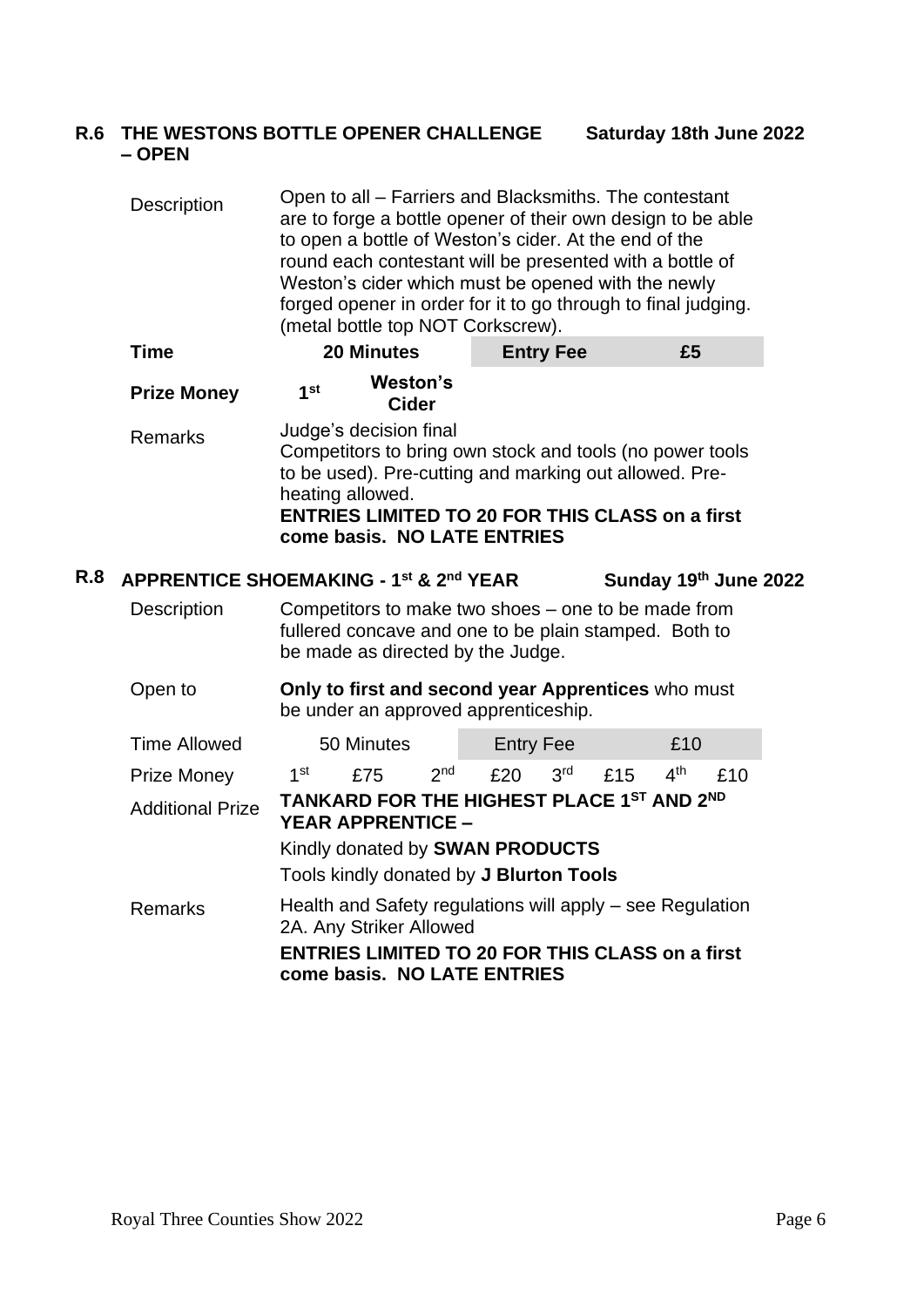## R.6 THE WESTONS BOTTLE OPENER CHALLENGE – OPEN

**Saturday 18th June 2022**

| | | | | | | | | |
|---|---|---|---|---|---|---|---|---|
| Description | Open to all – Farriers and Blacksmiths. The contestant are to forge a bottle opener of their own design to be able to open a bottle of Weston's cider. At the end of the round each contestant will be presented with a bottle of Weston's cider which must be opened with the newly forged opener in order for it to go through to final judging. (metal bottle top NOT Corkscrew). | | | | | | | |
| **Time** | **20 Minutes** | | | **Entry Fee** | | | **£5** | |
| **Prize Money** | **1st** | **Weston's Cider** | | | | | | |
| Remarks | Judge's decision final<br>Competitors to bring own stock and tools (no power tools to be used). Pre-cutting and marking out allowed. Pre-heating allowed.<br>**ENTRIES LIMITED TO 20 FOR THIS CLASS on a first come basis. NO LATE ENTRIES** | | | | | | | |

## R.8 APPRENTICE SHOEMAKING - 1st & 2nd YEAR

**Sunday 19th June 2022**

| | | | | | | | | |
|---|---|---|---|---|---|---|---|---|
| Description | Competitors to make two shoes – one to be made from fullered concave and one to be plain stamped. Both to be made as directed by the Judge. | | | | | | | |
| Open to | **Only to first and second year Apprentices** who must be under an approved apprenticeship. | | | | | | | |
| Time Allowed | 50 Minutes | | | Entry Fee | | | £10 | |
| Prize Money | 1st | £75 | 2nd | £20 | 3rd | £15 | 4th | £10 |
| Additional Prize | **TANKARD FOR THE HIGHEST PLACE 1ST AND 2ND YEAR APPRENTICE –**<br>Kindly donated by **SWAN PRODUCTS**<br>Tools kindly donated by **J Blurton Tools** | | | | | | | |
| Remarks | Health and Safety regulations will apply – see Regulation 2A. Any Striker Allowed<br>**ENTRIES LIMITED TO 20 FOR THIS CLASS on a first come basis. NO LATE ENTRIES** | | | | | | | |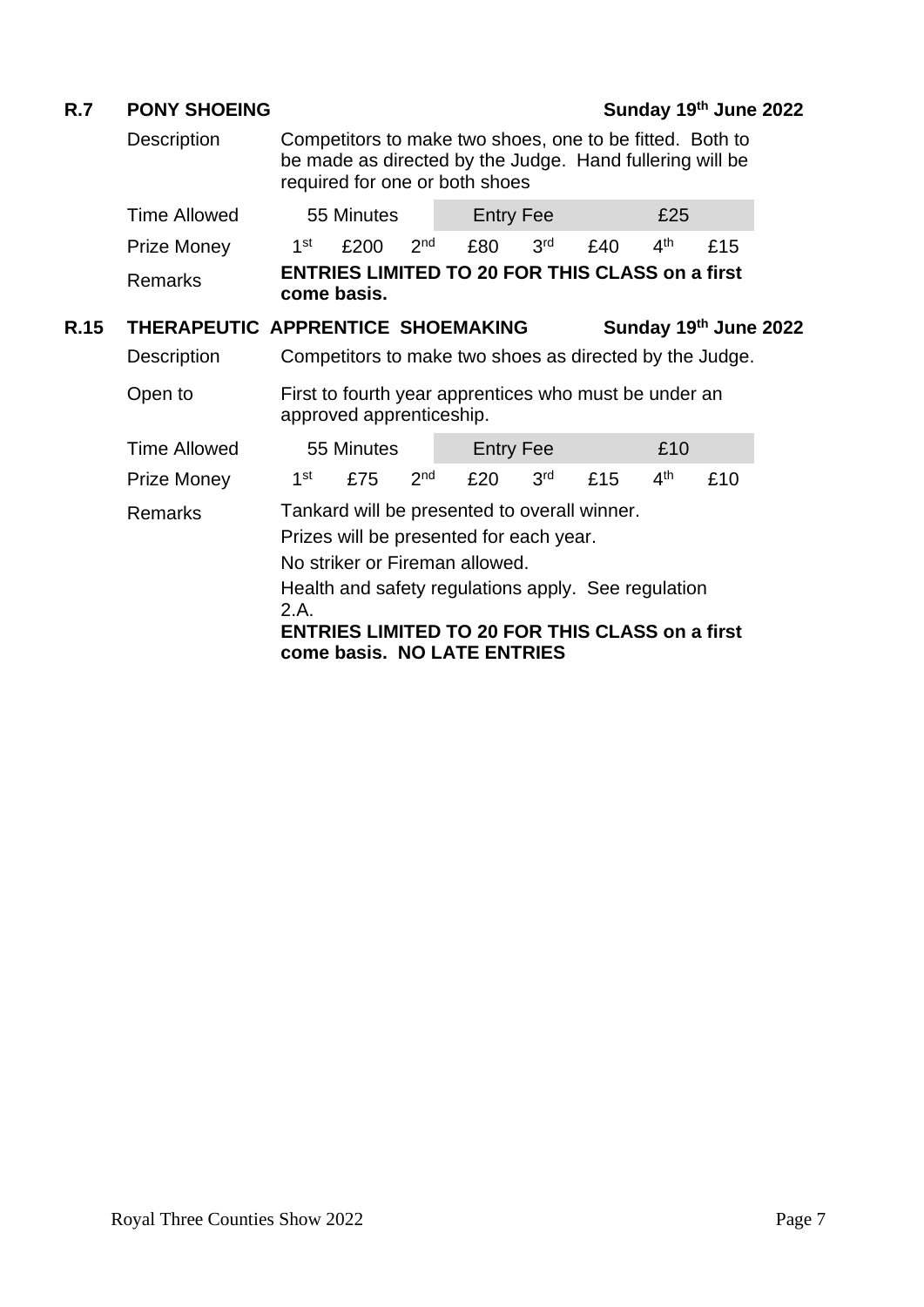## R.7 PONY SHOEING — Sunday 19th June 2022

| | |
|---|---|
| Description | Competitors to make two shoes, one to be fitted. Both to be made as directed by the Judge. Hand fullering will be required for one or both shoes |
| Time Allowed | 55 Minutes — Entry Fee £25 |
| Prize Money | 1st £200 2nd £80 3rd £40 4th £15 |
| Remarks | **ENTRIES LIMITED TO 20 FOR THIS CLASS on a first come basis.** |

## R.15 THERAPEUTIC APPRENTICE SHOEMAKING — Sunday 19th June 2022

| | |
|---|---|
| Description | Competitors to make two shoes as directed by the Judge. |
| Open to | First to fourth year apprentices who must be under an approved apprenticeship. |
| Time Allowed | 55 Minutes — Entry Fee £10 |
| Prize Money | 1st £75 2nd £20 3rd £15 4th £10 |
| Remarks | Tankard will be presented to overall winner. |

Prizes will be presented for each year.

No striker or Fireman allowed.

Health and safety regulations apply. See regulation 2.A.

**ENTRIES LIMITED TO 20 FOR THIS CLASS on a first come basis. NO LATE ENTRIES**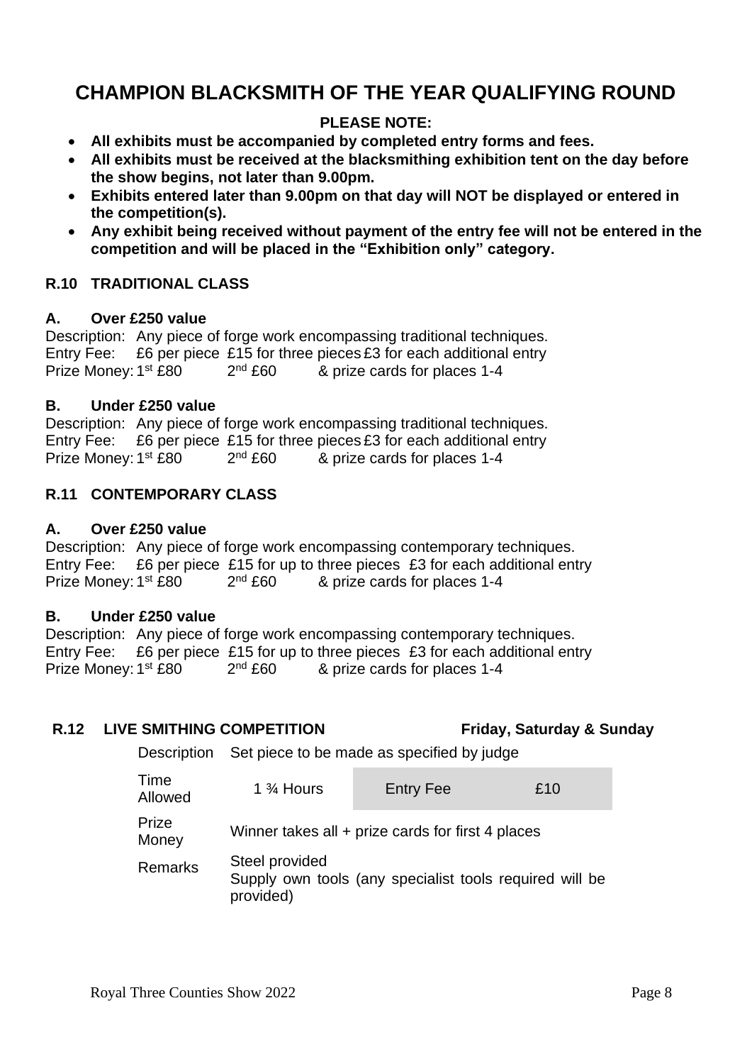# CHAMPION BLACKSMITH OF THE YEAR QUALIFYING ROUND

**PLEASE NOTE:**

- **All exhibits must be accompanied by completed entry forms and fees.**
- **All exhibits must be received at the blacksmithing exhibition tent on the day before the show begins, not later than 9.00pm.**
- **Exhibits entered later than 9.00pm on that day will NOT be displayed or entered in the competition(s).**
- **Any exhibit being received without payment of the entry fee will not be entered in the competition and will be placed in the "Exhibition only" category.**

## R.10 TRADITIONAL CLASS

### A. Over £250 value

Description: Any piece of forge work encompassing traditional techniques.
Entry Fee: £6 per piece £15 for three pieces £3 for each additional entry
Prize Money: 1st £80 2nd £60 & prize cards for places 1-4

### B. Under £250 value

Description: Any piece of forge work encompassing traditional techniques.
Entry Fee: £6 per piece £15 for three pieces £3 for each additional entry
Prize Money: 1st £80 2nd £60 & prize cards for places 1-4

## R.11 CONTEMPORARY CLASS

### A. Over £250 value

Description: Any piece of forge work encompassing contemporary techniques.
Entry Fee: £6 per piece £15 for up to three pieces £3 for each additional entry
Prize Money: 1st £80 2nd £60 & prize cards for places 1-4

### B. Under £250 value

Description: Any piece of forge work encompassing contemporary techniques.
Entry Fee: £6 per piece £15 for up to three pieces £3 for each additional entry
Prize Money: 1st £80 2nd £60 & prize cards for places 1-4

## R.12 LIVE SMITHING COMPETITION — Friday, Saturday & Sunday

| | | | |
|---|---|---|---|
| Description | Set piece to be made as specified by judge | | |
| Time Allowed | 1 ¾ Hours | Entry Fee | £10 |
| Prize Money | Winner takes all + prize cards for first 4 places | | |
| Remarks | Steel provided<br>Supply own tools (any specialist tools required will be provided) | | |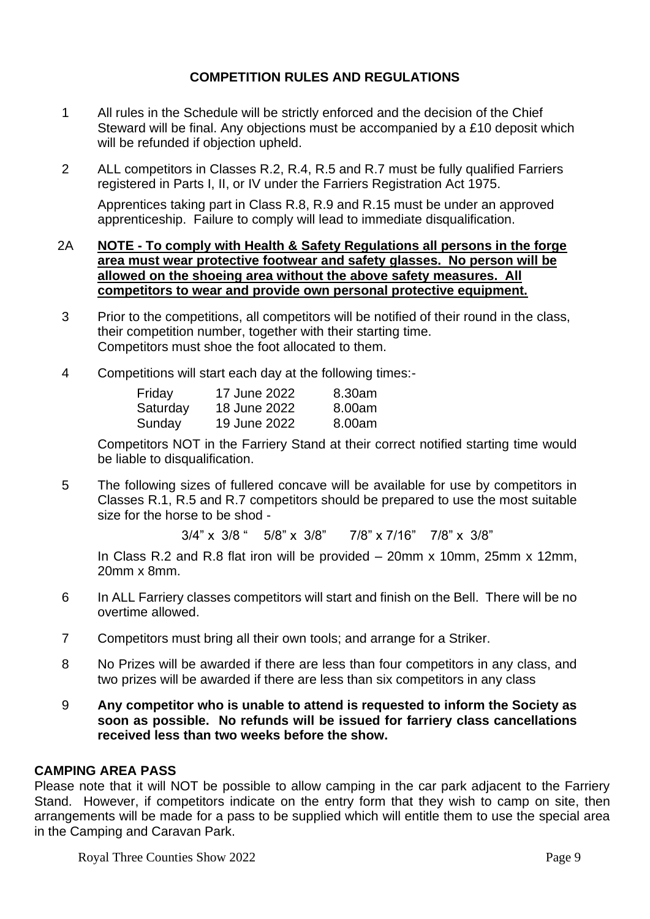## COMPETITION RULES AND REGULATIONS

1. All rules in the Schedule will be strictly enforced and the decision of the Chief Steward will be final. Any objections must be accompanied by a £10 deposit which will be refunded if objection upheld.

2. ALL competitors in Classes R.2, R.4, R.5 and R.7 must be fully qualified Farriers registered in Parts I, II, or IV under the Farriers Registration Act 1975.

   Apprentices taking part in Class R.8, R.9 and R.15 must be under an approved apprenticeship. Failure to comply will lead to immediate disqualification.

2A **NOTE - To comply with Health & Safety Regulations all persons in the forge area must wear protective footwear and safety glasses. No person will be allowed on the shoeing area without the above safety measures. All competitors to wear and provide own personal protective equipment.**

3. Prior to the competitions, all competitors will be notified of their round in the class, their competition number, together with their starting time.
   Competitors must shoe the foot allocated to them.

4. Competitions will start each day at the following times:-

   | | | |
   |---|---|---|
   | Friday | 17 June 2022 | 8.30am |
   | Saturday | 18 June 2022 | 8.00am |
   | Sunday | 19 June 2022 | 8.00am |

   Competitors NOT in the Farriery Stand at their correct notified starting time would be liable to disqualification.

5. The following sizes of fullered concave will be available for use by competitors in Classes R.1, R.5 and R.7 competitors should be prepared to use the most suitable size for the horse to be shod -

   3/4" x 3/8 " 5/8" x 3/8" 7/8" x 7/16" 7/8" x 3/8"

   In Class R.2 and R.8 flat iron will be provided – 20mm x 10mm, 25mm x 12mm, 20mm x 8mm.

6. In ALL Farriery classes competitors will start and finish on the Bell. There will be no overtime allowed.

7. Competitors must bring all their own tools; and arrange for a Striker.

8. No Prizes will be awarded if there are less than four competitors in any class, and two prizes will be awarded if there are less than six competitors in any class

9. **Any competitor who is unable to attend is requested to inform the Society as soon as possible. No refunds will be issued for farriery class cancellations received less than two weeks before the show.**

**CAMPING AREA PASS**

Please note that it will NOT be possible to allow camping in the car park adjacent to the Farriery Stand. However, if competitors indicate on the entry form that they wish to camp on site, then arrangements will be made for a pass to be supplied which will entitle them to use the special area in the Camping and Caravan Park.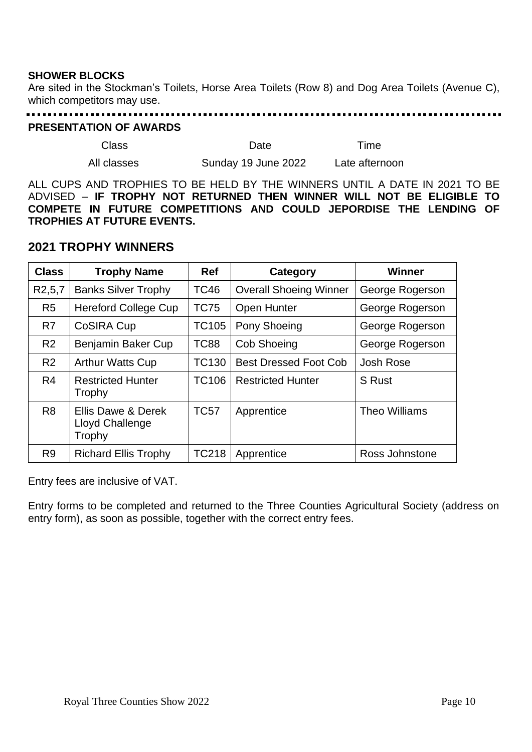**SHOWER BLOCKS**

Are sited in the Stockman's Toilets, Horse Area Toilets (Row 8) and Dog Area Toilets (Avenue C), which competitors may use.

---

**PRESENTATION OF AWARDS**

| Class | Date | Time |
|---|---|---|
| All classes | Sunday 19 June 2022 | Late afternoon |

ALL CUPS AND TROPHIES TO BE HELD BY THE WINNERS UNTIL A DATE IN 2021 TO BE ADVISED – **IF TROPHY NOT RETURNED THEN WINNER WILL NOT BE ELIGIBLE TO COMPETE IN FUTURE COMPETITIONS AND COULD JEPORDISE THE LENDING OF TROPHIES AT FUTURE EVENTS.**

## 2021 TROPHY WINNERS

| Class | Trophy Name | Ref | Category | Winner |
|---|---|---|---|---|
| R2,5,7 | Banks Silver Trophy | TC46 | Overall Shoeing Winner | George Rogerson |
| R5 | Hereford College Cup | TC75 | Open Hunter | George Rogerson |
| R7 | CoSIRA Cup | TC105 | Pony Shoeing | George Rogerson |
| R2 | Benjamin Baker Cup | TC88 | Cob Shoeing | George Rogerson |
| R2 | Arthur Watts Cup | TC130 | Best Dressed Foot Cob | Josh Rose |
| R4 | Restricted Hunter Trophy | TC106 | Restricted Hunter | S Rust |
| R8 | Ellis Dawe & Derek Lloyd Challenge Trophy | TC57 | Apprentice | Theo Williams |
| R9 | Richard Ellis Trophy | TC218 | Apprentice | Ross Johnstone |

Entry fees are inclusive of VAT.

Entry forms to be completed and returned to the Three Counties Agricultural Society (address on entry form), as soon as possible, together with the correct entry fees.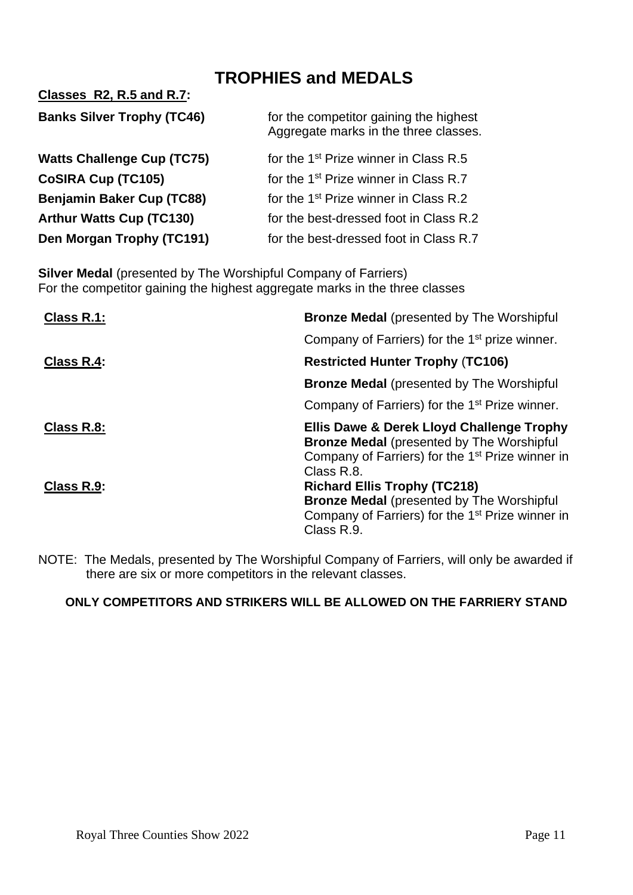# TROPHIES and MEDALS

**Classes R2, R.5 and R.7:**

| | |
|---|---|
| **Banks Silver Trophy (TC46)** | for the competitor gaining the highest Aggregate marks in the three classes. |
| **Watts Challenge Cup (TC75)** | for the 1st Prize winner in Class R.5 |
| **CoSIRA Cup (TC105)** | for the 1st Prize winner in Class R.7 |
| **Benjamin Baker Cup (TC88)** | for the 1st Prize winner in Class R.2 |
| **Arthur Watts Cup (TC130)** | for the best-dressed foot in Class R.2 |
| **Den Morgan Trophy (TC191)** | for the best-dressed foot in Class R.7 |

**Silver Medal** (presented by The Worshipful Company of Farriers)
For the competitor gaining the highest aggregate marks in the three classes

| | |
|---|---|
| **Class R.1:** | **Bronze Medal** (presented by The Worshipful Company of Farriers) for the 1st prize winner. |
| **Class R.4:** | **Restricted Hunter Trophy (TC106)**<br>**Bronze Medal** (presented by The Worshipful Company of Farriers) for the 1st Prize winner. |
| **Class R.8:** | **Ellis Dawe & Derek Lloyd Challenge Trophy**<br>**Bronze Medal** (presented by The Worshipful Company of Farriers) for the 1st Prize winner in Class R.8. |
| **Class R.9:** | **Richard Ellis Trophy (TC218)**<br>**Bronze Medal** (presented by The Worshipful Company of Farriers) for the 1st Prize winner in Class R.9. |

NOTE: The Medals, presented by The Worshipful Company of Farriers, will only be awarded if there are six or more competitors in the relevant classes.

**ONLY COMPETITORS AND STRIKERS WILL BE ALLOWED ON THE FARRIERY STAND**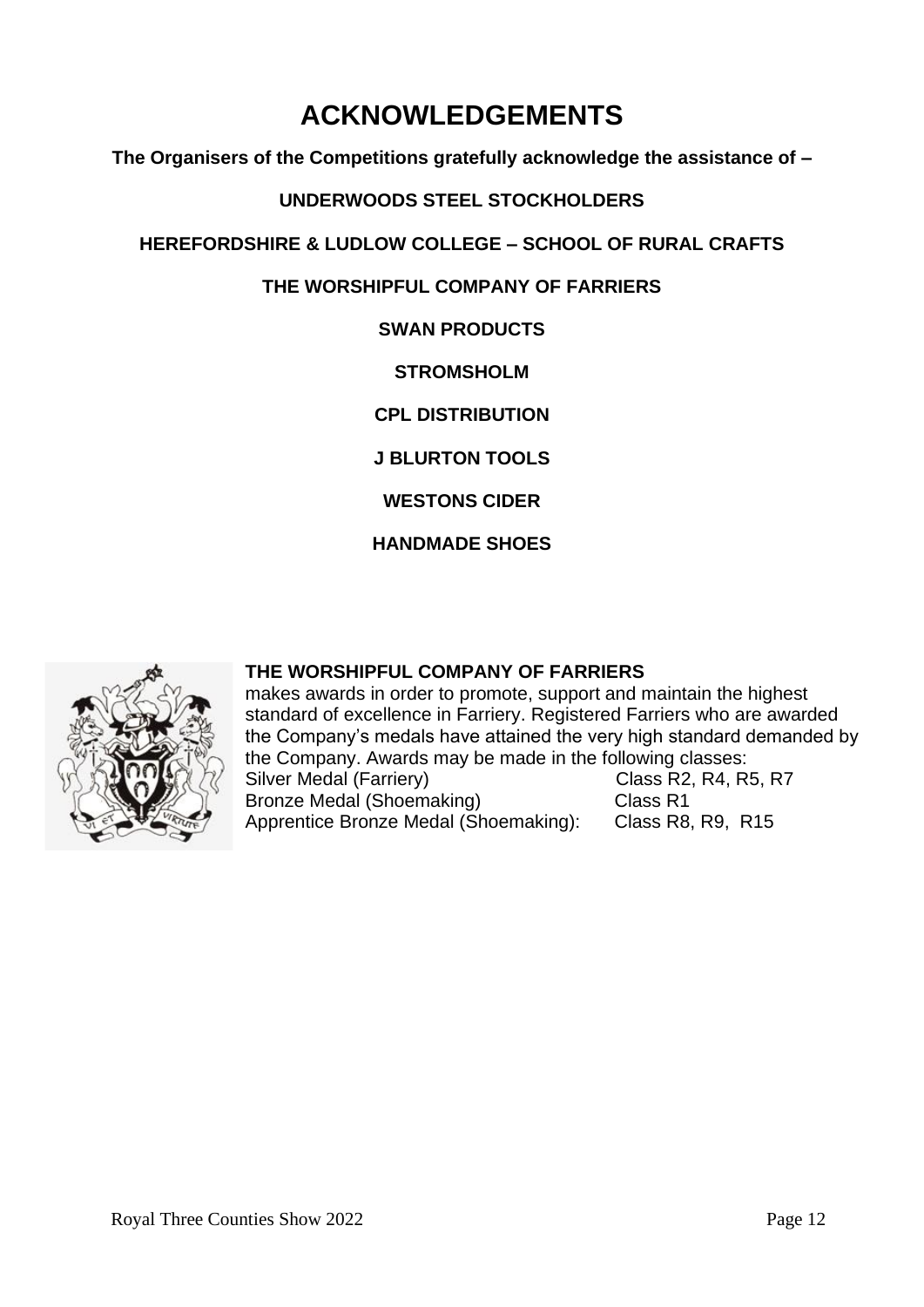# ACKNOWLEDGEMENTS

**The Organisers of the Competitions gratefully acknowledge the assistance of –**

**UNDERWOODS STEEL STOCKHOLDERS**

**HEREFORDSHIRE & LUDLOW COLLEGE – SCHOOL OF RURAL CRAFTS**

**THE WORSHIPFUL COMPANY OF FARRIERS**

**SWAN PRODUCTS**

**STROMSHOLM**

**CPL DISTRIBUTION**

**J BLURTON TOOLS**

**WESTONS CIDER**

**HANDMADE SHOES**

**THE WORSHIPFUL COMPANY OF FARRIERS**

makes awards in order to promote, support and maintain the highest standard of excellence in Farriery. Registered Farriers who are awarded the Company's medals have attained the very high standard demanded by the Company. Awards may be made in the following classes:

| | |
|---|---|
| Silver Medal (Farriery) | Class R2, R4, R5, R7 |
| Bronze Medal (Shoemaking) | Class R1 |
| Apprentice Bronze Medal (Shoemaking): | Class R8, R9, R15 |